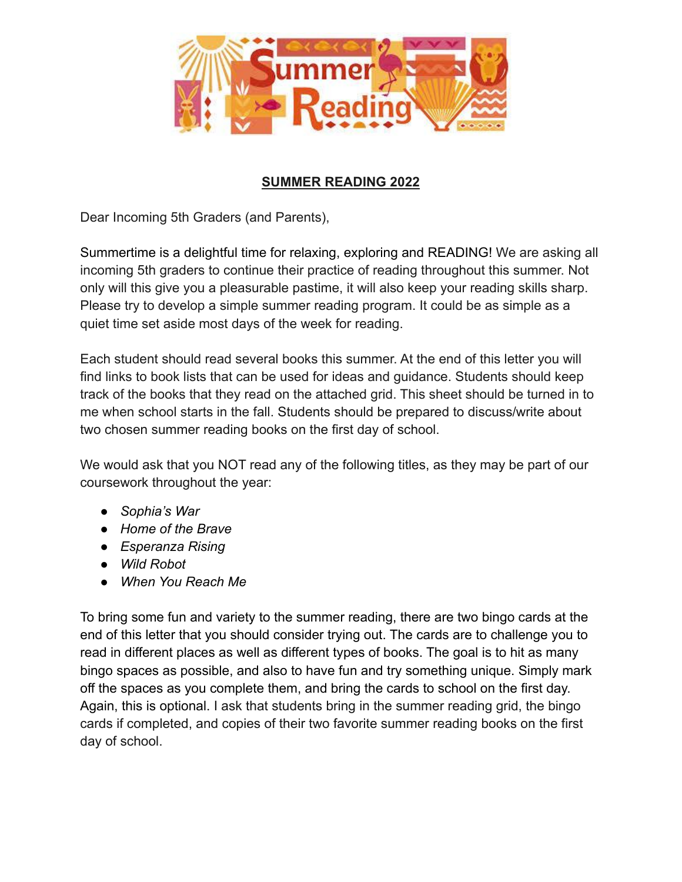**SUMMER READING 2022**

Dear Incoming 5th Graders (and Parents),

Summertime is a delightful time for relaxing, exploring and READING! We are asking all incoming 5th graders to continue their practice of reading throughout this summer. Not only will this give you a pleasurable pastime, it will also keep your reading skills sharp. Please try to develop a simple summer reading program. It could be as simple as a quiet time set aside most days of the week for reading.

Each student should read several books this summer. At the end of this letter you will find links to book lists that can be used for ideas and guidance. Students should keep track of the books that they read on the attached grid. This sheet should be turned in to me when school starts in the fall. Students should be prepared to discuss/write about two chosen summer reading books on the first day of school.

We would ask that you NOT read any of the following titles, as they may be part of our coursework throughout the year:

- *Sophia's War*
- *Home of the Brave*
- *Esperanza Rising*
- *Wild Robot*
- *When You Reach Me*

To bring some fun and variety to the summer reading, there are two bingo cards at the end of this letter that you should consider trying out. The cards are to challenge you to read in different places as well as different types of books. The goal is to hit as many bingo spaces as possible, and also to have fun and try something unique. Simply mark off the spaces as you complete them, and bring the cards to school on the first day. Again, this is optional. I ask that students bring in the summer reading grid, the bingo cards if completed, and copies of their two favorite summer reading books on the first day of school.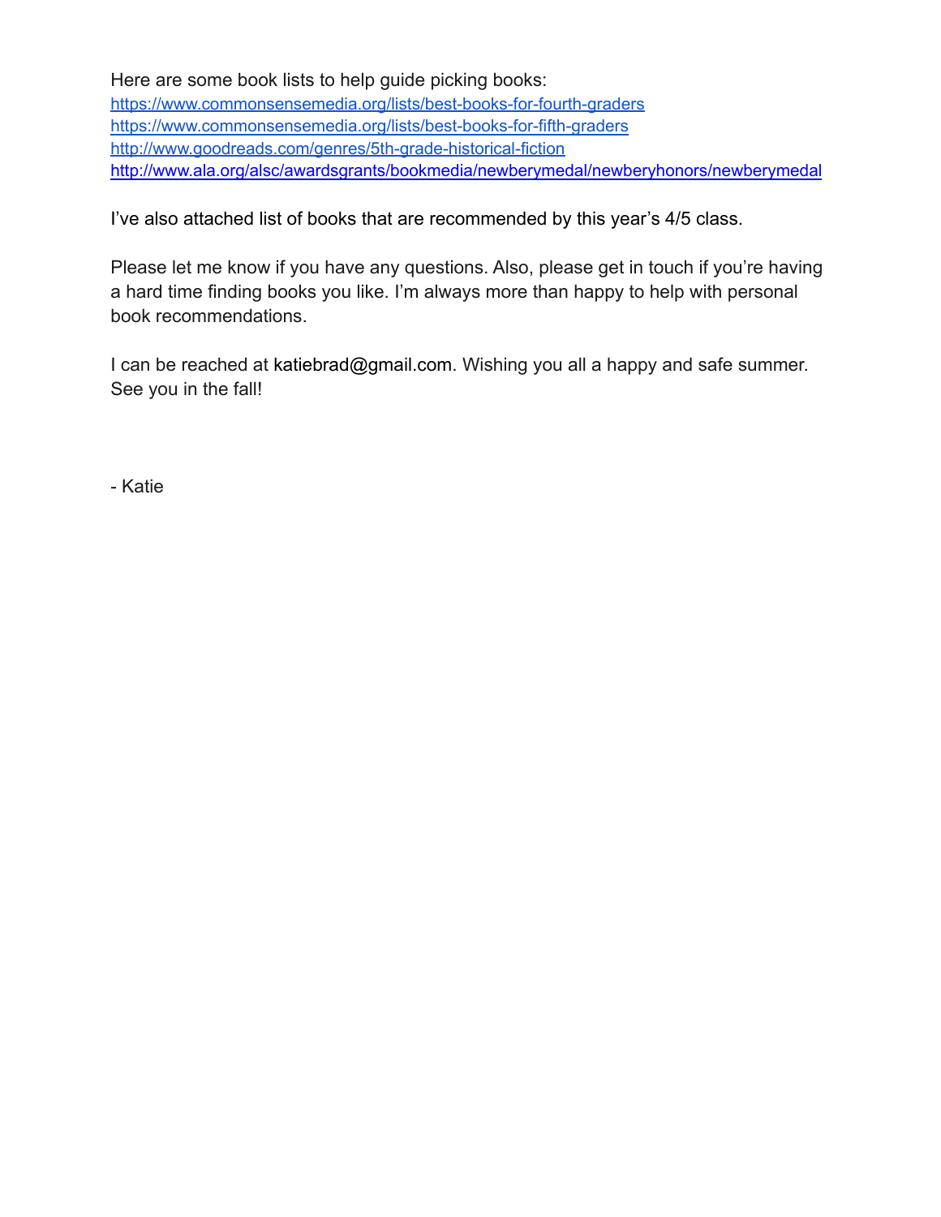Here are some book lists to help guide picking books:
https://www.commonsensemedia.org/lists/best-books-for-fourth-graders
https://www.commonsensemedia.org/lists/best-books-for-fifth-graders
http://www.goodreads.com/genres/5th-grade-historical-fiction
http://www.ala.org/alsc/awardsgrants/bookmedia/newberymedal/newberyhonors/newberymedal

I've also attached list of books that are recommended by this year's 4/5 class.

Please let me know if you have any questions. Also, please get in touch if you're having a hard time finding books you like. I'm always more than happy to help with personal book recommendations.

I can be reached at katiebrad@gmail.com. Wishing you all a happy and safe summer. See you in the fall!

- Katie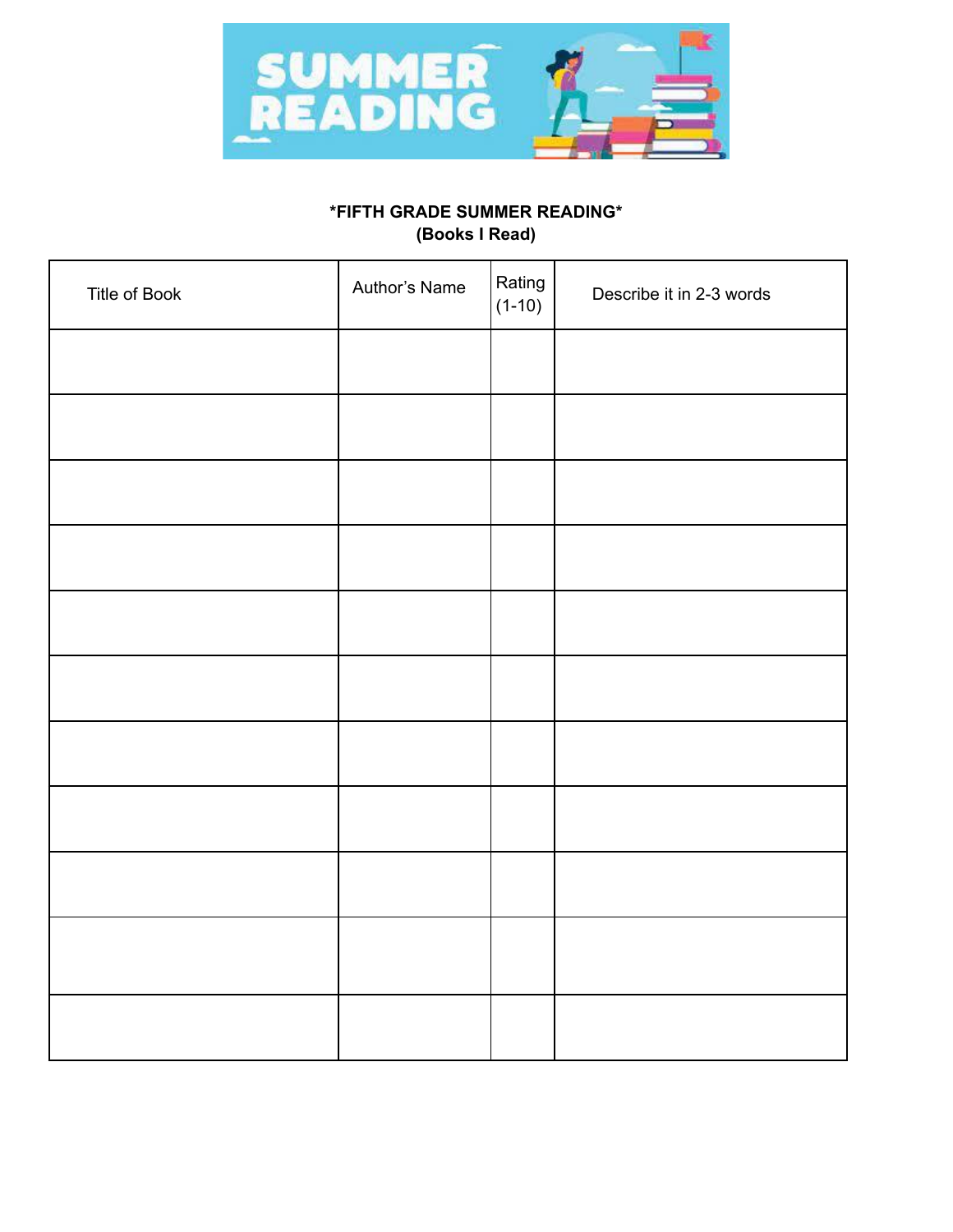*FIFTH GRADE SUMMER READING*

**(Books I Read)**

| Title of Book | Author's Name | Rating (1-10) | Describe it in 2-3 words |
|---|---|---|---|
| | | | |
| | | | |
| | | | |
| | | | |
| | | | |
| | | | |
| | | | |
| | | | |
| | | | |
| | | | |
| | | | |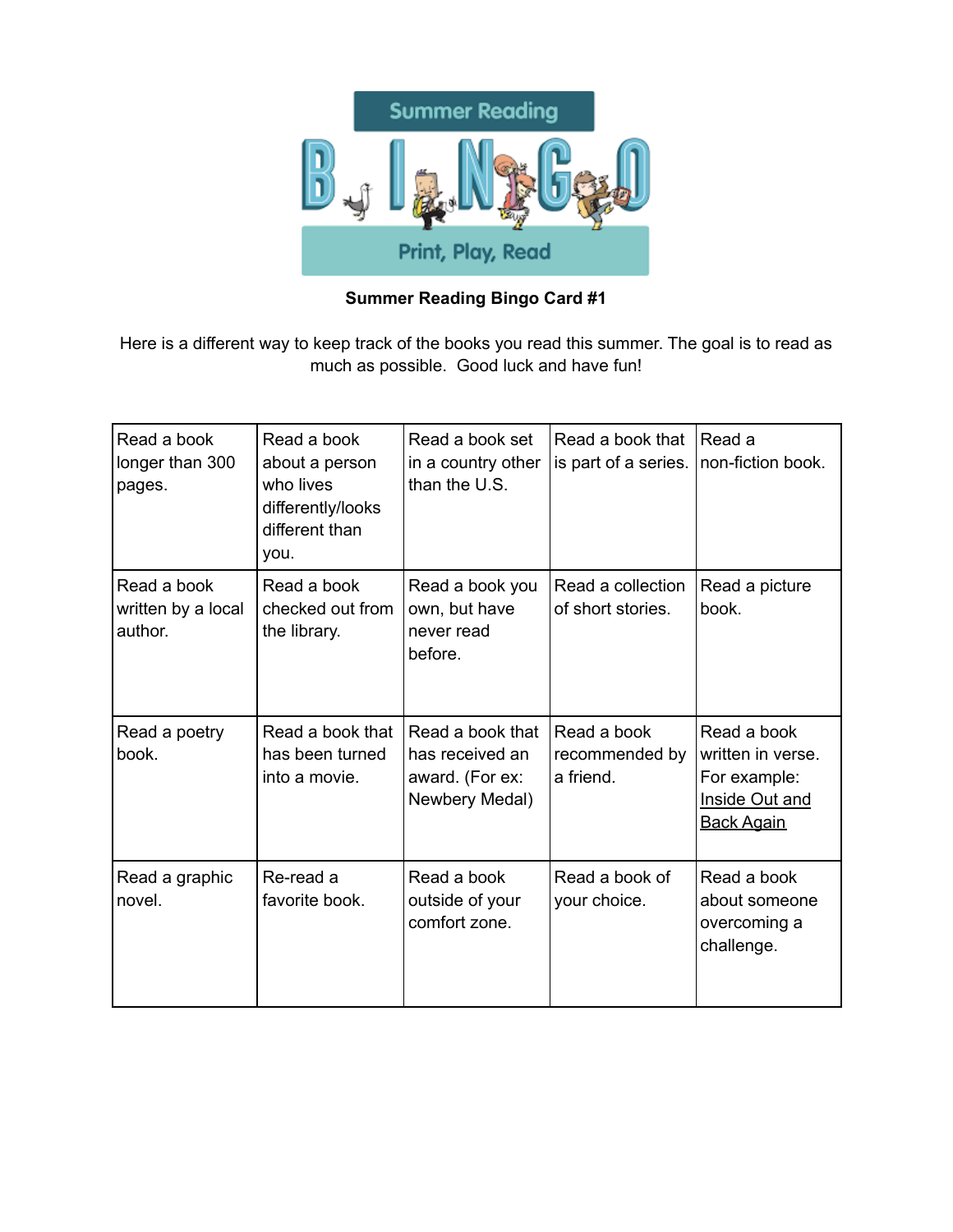**Summer Reading Bingo Card #1**

Here is a different way to keep track of the books you read this summer. The goal is to read as much as possible. Good luck and have fun!

| | | | | |
|---|---|---|---|---|
| Read a book longer than 300 pages. | Read a book about a person who lives differently/looks different than you. | Read a book set in a country other than the U.S. | Read a book that is part of a series. | Read a non-fiction book. |
| Read a book written by a local author. | Read a book checked out from the library. | Read a book you own, but have never read before. | Read a collection of short stories. | Read a picture book. |
| Read a poetry book. | Read a book that has been turned into a movie. | Read a book that has received an award. (For ex: Newbery Medal) | Read a book recommended by a friend. | Read a book written in verse. For example: Inside Out and Back Again |
| Read a graphic novel. | Re-read a favorite book. | Read a book outside of your comfort zone. | Read a book of your choice. | Read a book about someone overcoming a challenge. |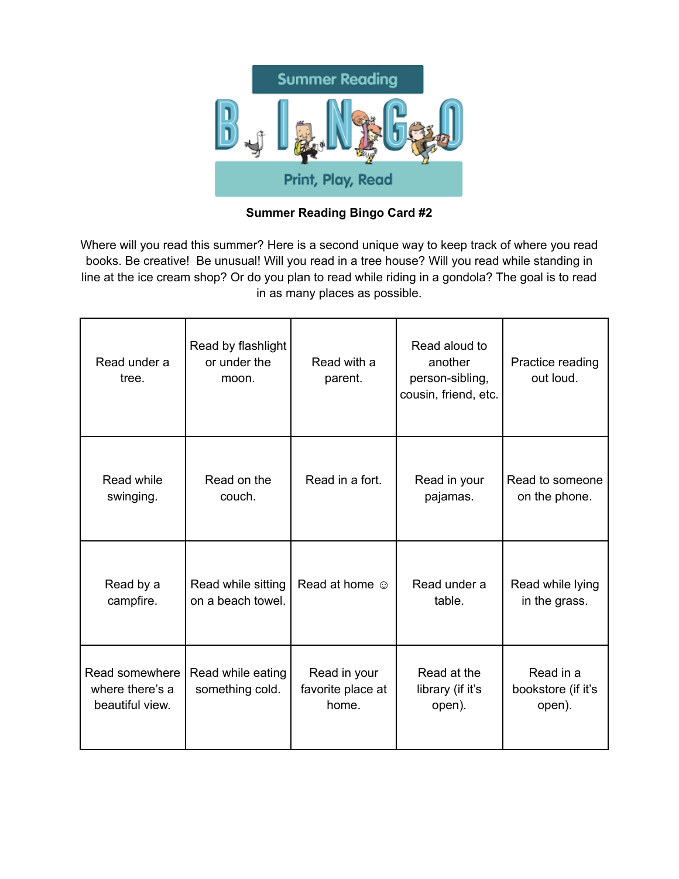**Summer Reading Bingo Card #2**

Where will you read this summer? Here is a second unique way to keep track of where you read books. Be creative! Be unusual! Will you read in a tree house? Will you read while standing in line at the ice cream shop? Or do you plan to read while riding in a gondola? The goal is to read in as many places as possible.

| | | | | |
|---|---|---|---|---|
| Read under a tree. | Read by flashlight or under the moon. | Read with a parent. | Read aloud to another person-sibling, cousin, friend, etc. | Practice reading out loud. |
| Read while swinging. | Read on the couch. | Read in a fort. | Read in your pajamas. | Read to someone on the phone. |
| Read by a campfire. | Read while sitting on a beach towel. | Read at home ☺ | Read under a table. | Read while lying in the grass. |
| Read somewhere where there's a beautiful view. | Read while eating something cold. | Read in your favorite place at home. | Read at the library (if it's open). | Read in a bookstore (if it's open). |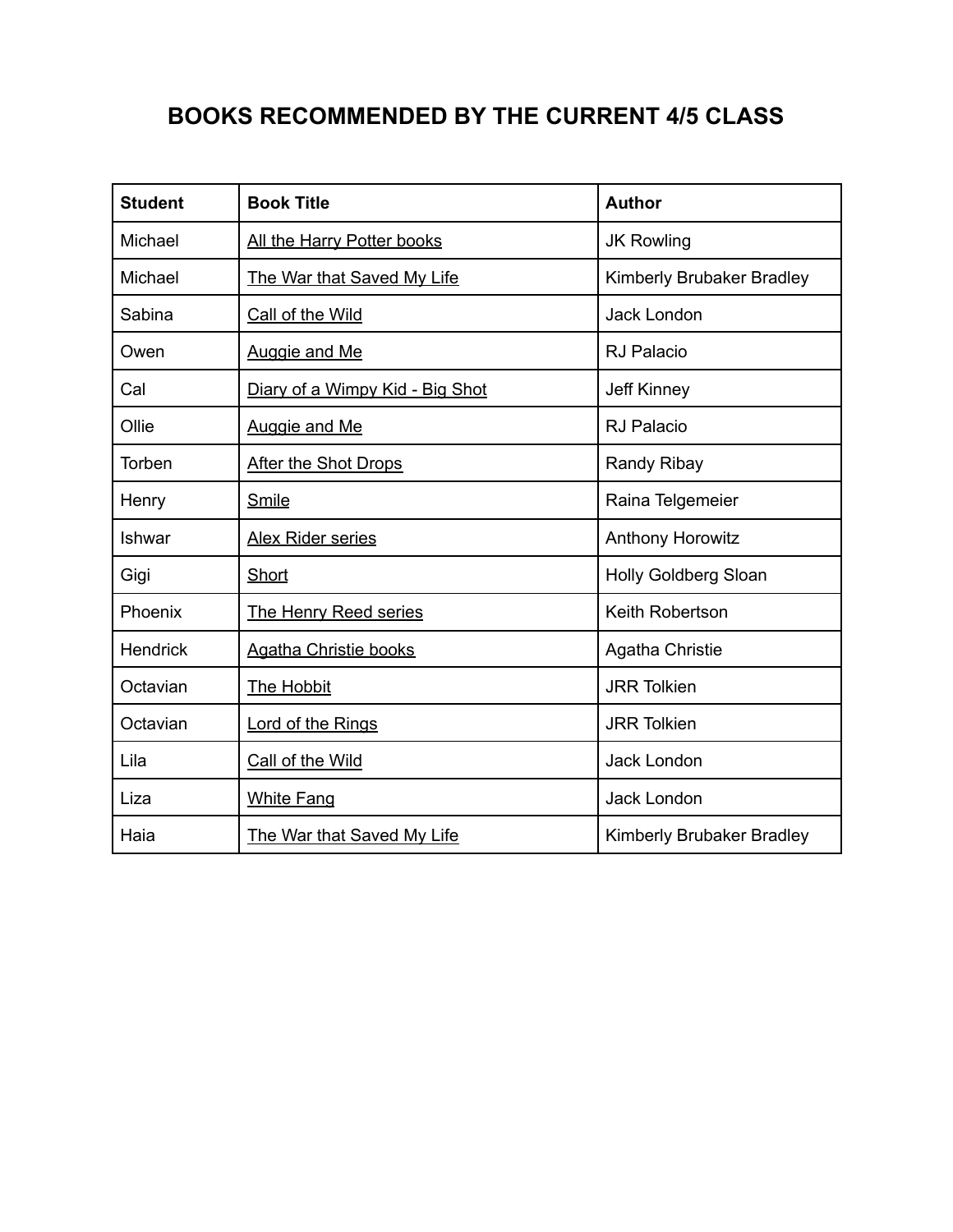# BOOKS RECOMMENDED BY THE CURRENT 4/5 CLASS

| Student | Book Title | Author |
|---|---|---|
| Michael | All the Harry Potter books | JK Rowling |
| Michael | The War that Saved My Life | Kimberly Brubaker Bradley |
| Sabina | Call of the Wild | Jack London |
| Owen | Auggie and Me | RJ Palacio |
| Cal | Diary of a Wimpy Kid - Big Shot | Jeff Kinney |
| Ollie | Auggie and Me | RJ Palacio |
| Torben | After the Shot Drops | Randy Ribay |
| Henry | Smile | Raina Telgemeier |
| Ishwar | Alex Rider series | Anthony Horowitz |
| Gigi | Short | Holly Goldberg Sloan |
| Phoenix | The Henry Reed series | Keith Robertson |
| Hendrick | Agatha Christie books | Agatha Christie |
| Octavian | The Hobbit | JRR Tolkien |
| Octavian | Lord of the Rings | JRR Tolkien |
| Lila | Call of the Wild | Jack London |
| Liza | White Fang | Jack London |
| Haia | The War that Saved My Life | Kimberly Brubaker Bradley |